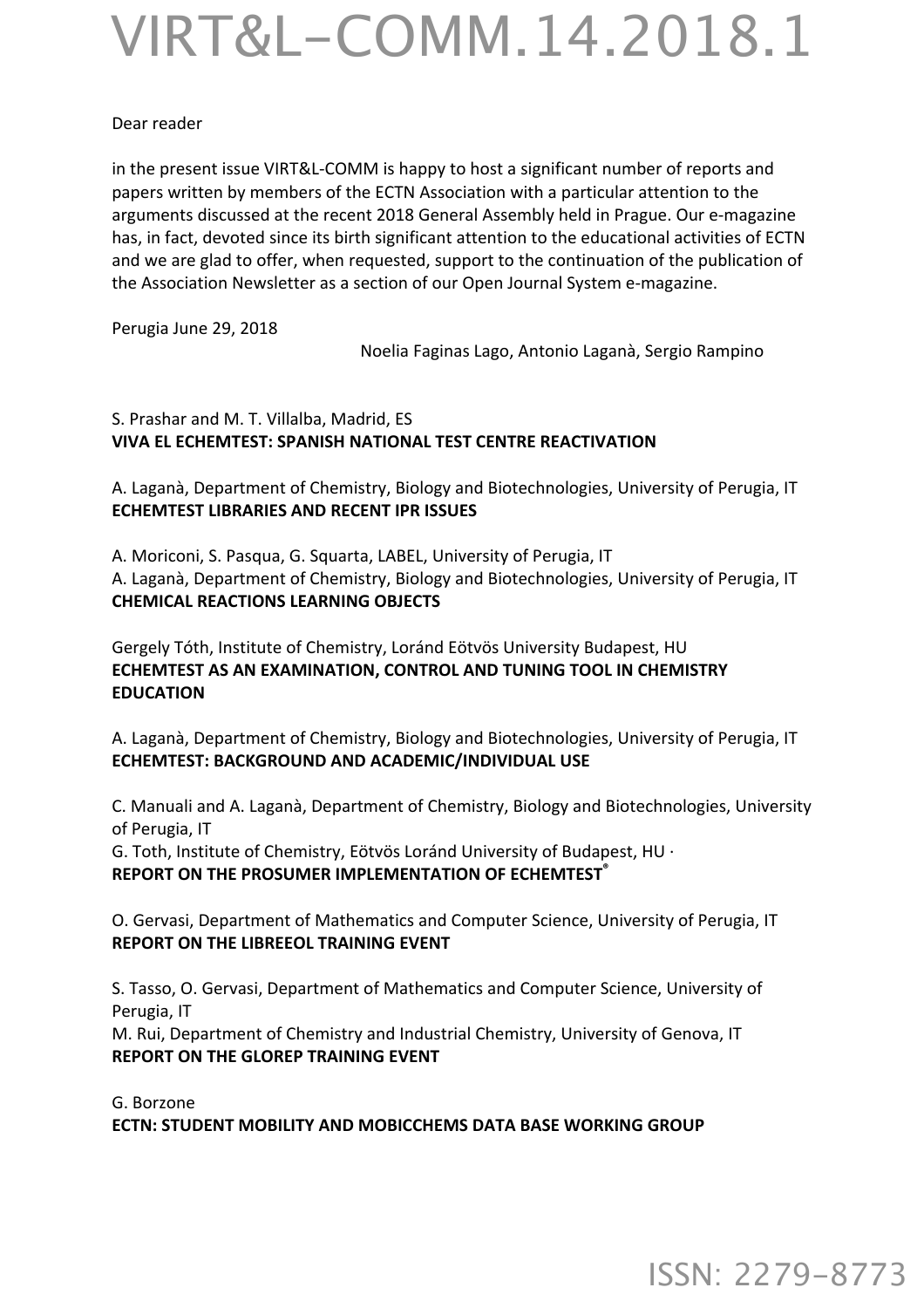# VIRT&L-COMM.14.2018.1

Dear reader

in the present issue VIRT&L-COMM is happy to host a significant number of reports and papers written by members of the ECTN Association with a particular attention to the arguments discussed at the recent 2018 General Assembly held in Prague. Our e-magazine has, in fact, devoted since its birth significant attention to the educational activities of ECTN and we are glad to offer, when requested, support to the continuation of the publication of the Association Newsletter as a section of our Open Journal System e-magazine.

Perugia June 29, 2018

Noelia Faginas Lago, Antonio Laganà, Sergio Rampino

S. Prashar and M. T. Villalba, Madrid, ES
**VIVA EL ECHEMTEST: SPANISH NATIONAL TEST CENTRE REACTIVATION**

A. Laganà, Department of Chemistry, Biology and Biotechnologies, University of Perugia, IT
**ECHEMTEST LIBRARIES AND RECENT IPR ISSUES**

A. Moriconi, S. Pasqua, G. Squarta, LABEL, University of Perugia, IT
A. Laganà, Department of Chemistry, Biology and Biotechnologies, University of Perugia, IT
**CHEMICAL REACTIONS LEARNING OBJECTS**

Gergely Tóth, Institute of Chemistry, Loránd Eötvös University Budapest, HU
**ECHEMTEST AS AN EXAMINATION, CONTROL AND TUNING TOOL IN CHEMISTRY EDUCATION**

A. Laganà, Department of Chemistry, Biology and Biotechnologies, University of Perugia, IT
**ECHEMTEST: BACKGROUND AND ACADEMIC/INDIVIDUAL USE**

C. Manuali and A. Laganà, Department of Chemistry, Biology and Biotechnologies, University of Perugia, IT
G. Toth, Institute of Chemistry, Eötvös Loránd University of Budapest, HU ·
**REPORT ON THE PROSUMER IMPLEMENTATION OF ECHEMTEST®**

O. Gervasi, Department of Mathematics and Computer Science, University of Perugia, IT
**REPORT ON THE LIBREEOL TRAINING EVENT**

S. Tasso, O. Gervasi, Department of Mathematics and Computer Science, University of Perugia, IT
M. Rui, Department of Chemistry and Industrial Chemistry, University of Genova, IT
**REPORT ON THE GLOREP TRAINING EVENT**

G. Borzone
**ECTN: STUDENT MOBILITY AND MOBICCHEMS DATA BASE WORKING GROUP**

ISSN: 2279-8773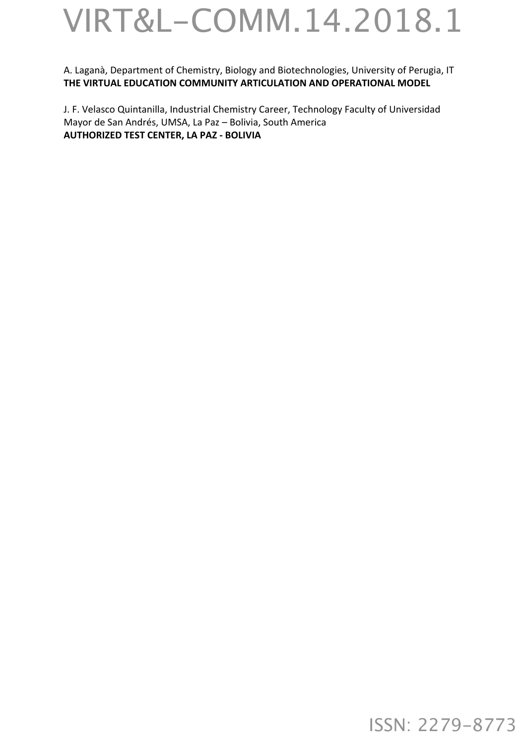# VIRT&L-COMM.14.2018.1

A. Laganà, Department of Chemistry, Biology and Biotechnologies, University of Perugia, IT
**THE VIRTUAL EDUCATION COMMUNITY ARTICULATION AND OPERATIONAL MODEL**

J. F. Velasco Quintanilla, Industrial Chemistry Career, Technology Faculty of Universidad Mayor de San Andrés, UMSA, La Paz – Bolivia, South America
**AUTHORIZED TEST CENTER, LA PAZ - BOLIVIA**

ISSN: 2279-8773